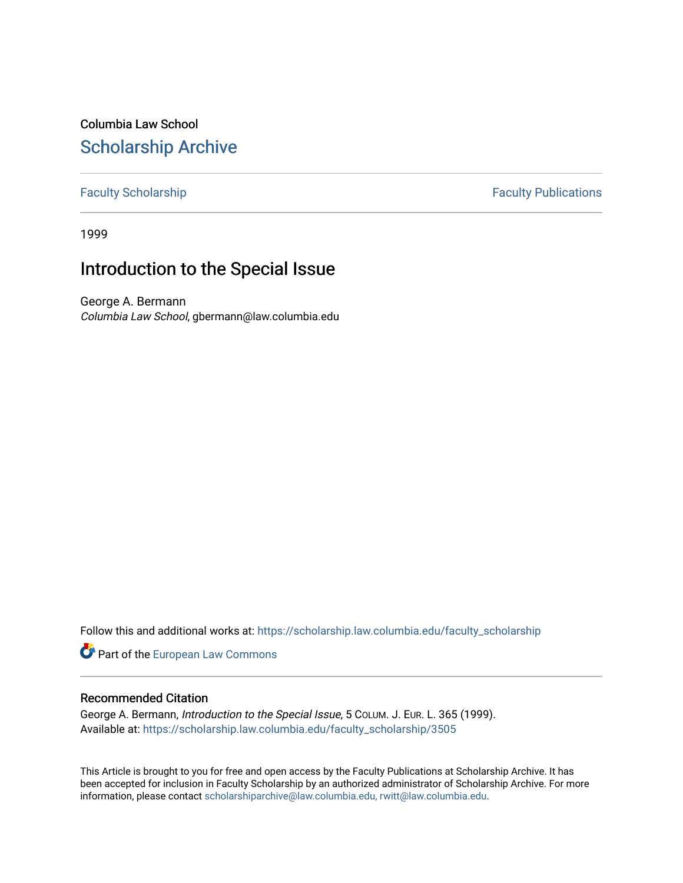Columbia Law School

# Scholarship Archive

Faculty Scholarship | Faculty Publications

1999

## Introduction to the Special Issue

George A. Bermann
*Columbia Law School*, gbermann@law.columbia.edu

Follow this and additional works at: https://scholarship.law.columbia.edu/faculty_scholarship

Part of the European Law Commons

### Recommended Citation

George A. Bermann, *Introduction to the Special Issue*, 5 COLUM. J. EUR. L. 365 (1999).
Available at: https://scholarship.law.columbia.edu/faculty_scholarship/3505

This Article is brought to you for free and open access by the Faculty Publications at Scholarship Archive. It has been accepted for inclusion in Faculty Scholarship by an authorized administrator of Scholarship Archive. For more information, please contact scholarshiparchive@law.columbia.edu, rwitt@law.columbia.edu.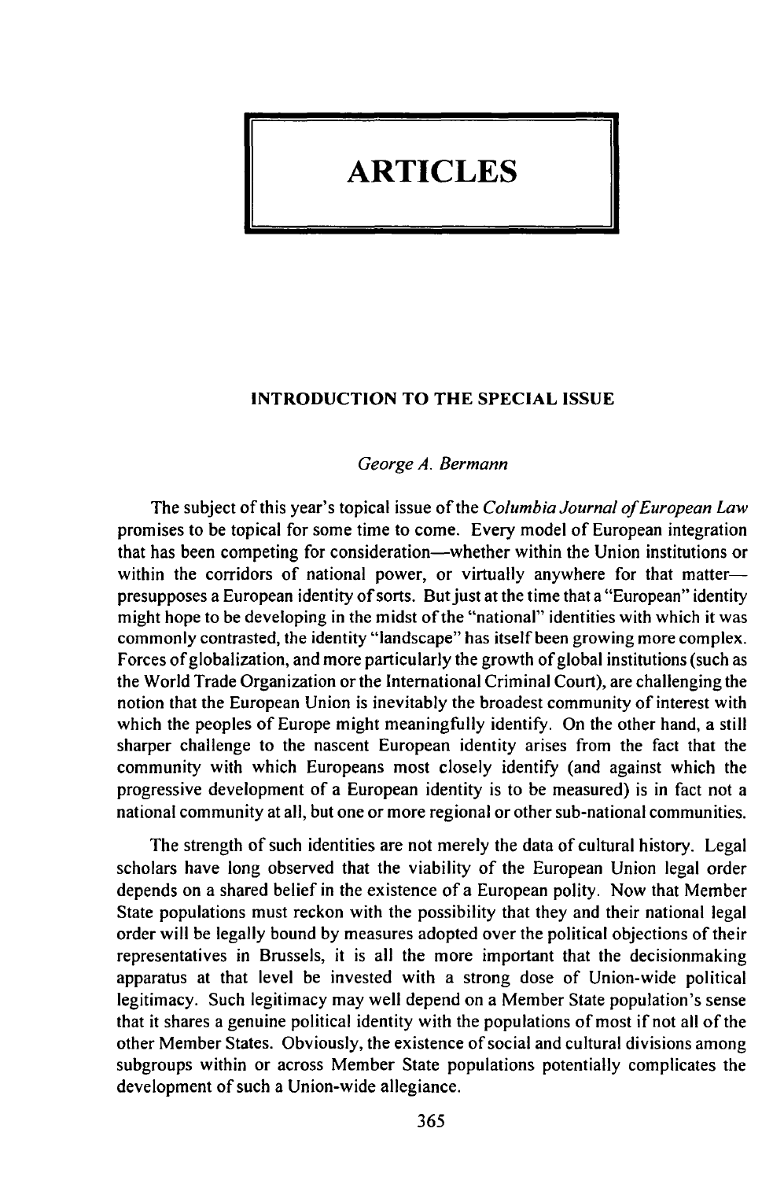# ARTICLES

## INTRODUCTION TO THE SPECIAL ISSUE

*George A. Bermann*

The subject of this year's topical issue of the *Columbia Journal of European Law* promises to be topical for some time to come. Every model of European integration that has been competing for consideration—whether within the Union institutions or within the corridors of national power, or virtually anywhere for that matter—presupposes a European identity of sorts. But just at the time that a "European" identity might hope to be developing in the midst of the "national" identities with which it was commonly contrasted, the identity "landscape" has itself been growing more complex. Forces of globalization, and more particularly the growth of global institutions (such as the World Trade Organization or the International Criminal Court), are challenging the notion that the European Union is inevitably the broadest community of interest with which the peoples of Europe might meaningfully identify. On the other hand, a still sharper challenge to the nascent European identity arises from the fact that the community with which Europeans most closely identify (and against which the progressive development of a European identity is to be measured) is in fact not a national community at all, but one or more regional or other sub-national communities.

The strength of such identities are not merely the data of cultural history. Legal scholars have long observed that the viability of the European Union legal order depends on a shared belief in the existence of a European polity. Now that Member State populations must reckon with the possibility that they and their national legal order will be legally bound by measures adopted over the political objections of their representatives in Brussels, it is all the more important that the decisionmaking apparatus at that level be invested with a strong dose of Union-wide political legitimacy. Such legitimacy may well depend on a Member State population's sense that it shares a genuine political identity with the populations of most if not all of the other Member States. Obviously, the existence of social and cultural divisions among subgroups within or across Member State populations potentially complicates the development of such a Union-wide allegiance.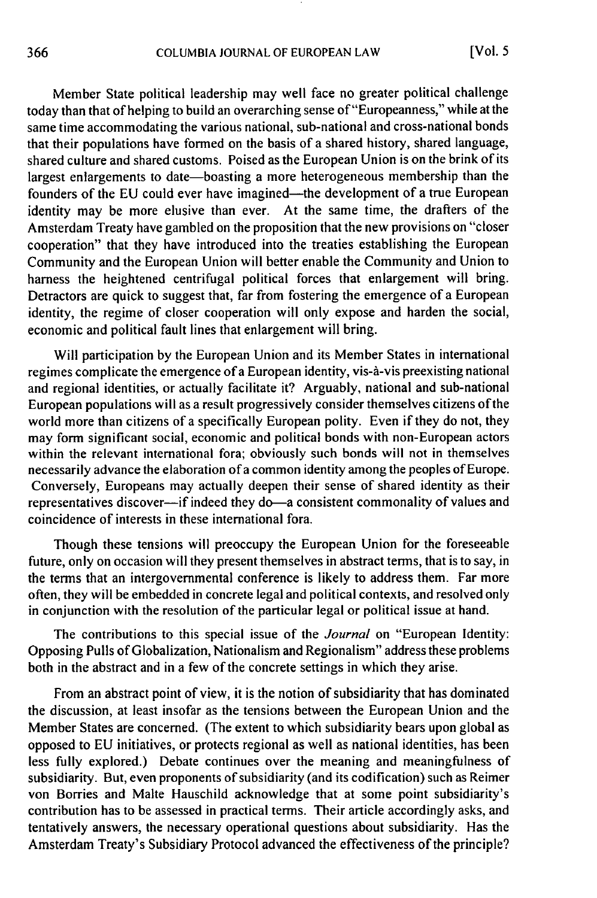Member State political leadership may well face no greater political challenge today than that of helping to build an overarching sense of "Europeanness," while at the same time accommodating the various national, sub-national and cross-national bonds that their populations have formed on the basis of a shared history, shared language, shared culture and shared customs. Poised as the European Union is on the brink of its largest enlargements to date—boasting a more heterogeneous membership than the founders of the EU could ever have imagined—the development of a true European identity may be more elusive than ever. At the same time, the drafters of the Amsterdam Treaty have gambled on the proposition that the new provisions on "closer cooperation" that they have introduced into the treaties establishing the European Community and the European Union will better enable the Community and Union to harness the heightened centrifugal political forces that enlargement will bring. Detractors are quick to suggest that, far from fostering the emergence of a European identity, the regime of closer cooperation will only expose and harden the social, economic and political fault lines that enlargement will bring.

Will participation by the European Union and its Member States in international regimes complicate the emergence of a European identity, vis-à-vis preexisting national and regional identities, or actually facilitate it? Arguably, national and sub-national European populations will as a result progressively consider themselves citizens of the world more than citizens of a specifically European polity. Even if they do not, they may form significant social, economic and political bonds with non-European actors within the relevant international fora; obviously such bonds will not in themselves necessarily advance the elaboration of a common identity among the peoples of Europe. Conversely, Europeans may actually deepen their sense of shared identity as their representatives discover—if indeed they do—a consistent commonality of values and coincidence of interests in these international fora.

Though these tensions will preoccupy the European Union for the foreseeable future, only on occasion will they present themselves in abstract terms, that is to say, in the terms that an intergovernmental conference is likely to address them. Far more often, they will be embedded in concrete legal and political contexts, and resolved only in conjunction with the resolution of the particular legal or political issue at hand.

The contributions to this special issue of the *Journal* on "European Identity: Opposing Pulls of Globalization, Nationalism and Regionalism" address these problems both in the abstract and in a few of the concrete settings in which they arise.

From an abstract point of view, it is the notion of subsidiarity that has dominated the discussion, at least insofar as the tensions between the European Union and the Member States are concerned. (The extent to which subsidiarity bears upon global as opposed to EU initiatives, or protects regional as well as national identities, has been less fully explored.) Debate continues over the meaning and meaningfulness of subsidiarity. But, even proponents of subsidiarity (and its codification) such as Reimer von Borries and Malte Hauschild acknowledge that at some point subsidiarity's contribution has to be assessed in practical terms. Their article accordingly asks, and tentatively answers, the necessary operational questions about subsidiarity. Has the Amsterdam Treaty's Subsidiary Protocol advanced the effectiveness of the principle?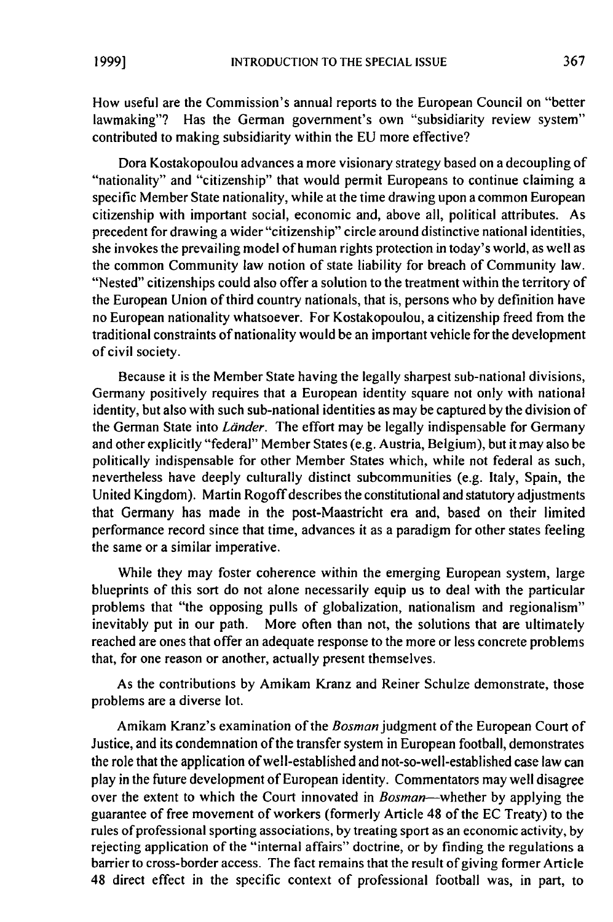How useful are the Commission's annual reports to the European Council on "better lawmaking"? Has the German government's own "subsidiarity review system" contributed to making subsidiarity within the EU more effective?

Dora Kostakopoulou advances a more visionary strategy based on a decoupling of "nationality" and "citizenship" that would permit Europeans to continue claiming a specific Member State nationality, while at the time drawing upon a common European citizenship with important social, economic and, above all, political attributes. As precedent for drawing a wider "citizenship" circle around distinctive national identities, she invokes the prevailing model of human rights protection in today's world, as well as the common Community law notion of state liability for breach of Community law. "Nested" citizenships could also offer a solution to the treatment within the territory of the European Union of third country nationals, that is, persons who by definition have no European nationality whatsoever. For Kostakopoulou, a citizenship freed from the traditional constraints of nationality would be an important vehicle for the development of civil society.

Because it is the Member State having the legally sharpest sub-national divisions, Germany positively requires that a European identity square not only with national identity, but also with such sub-national identities as may be captured by the division of the German State into *Länder*. The effort may be legally indispensable for Germany and other explicitly "federal" Member States (e.g. Austria, Belgium), but it may also be politically indispensable for other Member States which, while not federal as such, nevertheless have deeply culturally distinct subcommunities (e.g. Italy, Spain, the United Kingdom). Martin Rogoff describes the constitutional and statutory adjustments that Germany has made in the post-Maastricht era and, based on their limited performance record since that time, advances it as a paradigm for other states feeling the same or a similar imperative.

While they may foster coherence within the emerging European system, large blueprints of this sort do not alone necessarily equip us to deal with the particular problems that "the opposing pulls of globalization, nationalism and regionalism" inevitably put in our path. More often than not, the solutions that are ultimately reached are ones that offer an adequate response to the more or less concrete problems that, for one reason or another, actually present themselves.

As the contributions by Amikam Kranz and Reiner Schulze demonstrate, those problems are a diverse lot.

Amikam Kranz's examination of the *Bosman* judgment of the European Court of Justice, and its condemnation of the transfer system in European football, demonstrates the role that the application of well-established and not-so-well-established case law can play in the future development of European identity. Commentators may well disagree over the extent to which the Court innovated in *Bosman*—whether by applying the guarantee of free movement of workers (formerly Article 48 of the EC Treaty) to the rules of professional sporting associations, by treating sport as an economic activity, by rejecting application of the "internal affairs" doctrine, or by finding the regulations a barrier to cross-border access. The fact remains that the result of giving former Article 48 direct effect in the specific context of professional football was, in part, to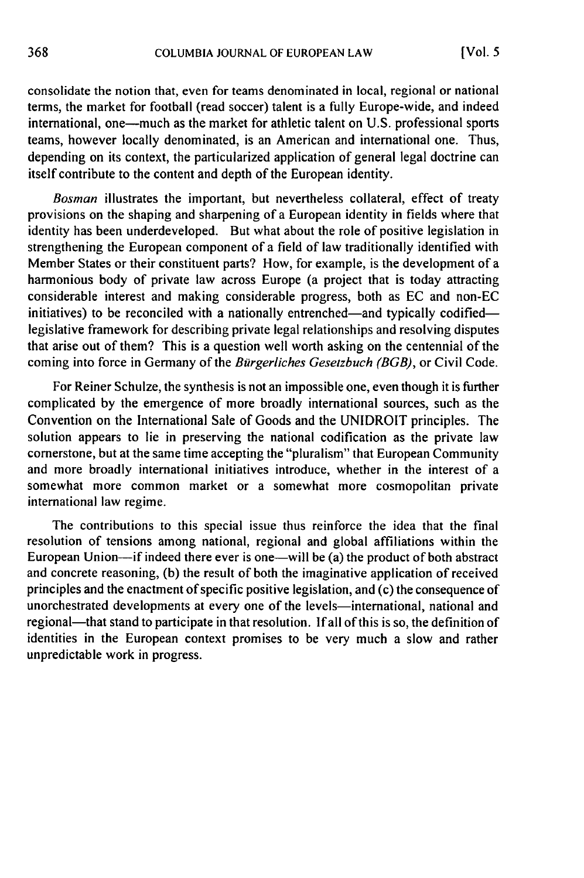consolidate the notion that, even for teams denominated in local, regional or national terms, the market for football (read soccer) talent is a fully Europe-wide, and indeed international, one—much as the market for athletic talent on U.S. professional sports teams, however locally denominated, is an American and international one. Thus, depending on its context, the particularized application of general legal doctrine can itself contribute to the content and depth of the European identity.

*Bosman* illustrates the important, but nevertheless collateral, effect of treaty provisions on the shaping and sharpening of a European identity in fields where that identity has been underdeveloped. But what about the role of positive legislation in strengthening the European component of a field of law traditionally identified with Member States or their constituent parts? How, for example, is the development of a harmonious body of private law across Europe (a project that is today attracting considerable interest and making considerable progress, both as EC and non-EC initiatives) to be reconciled with a nationally entrenched—and typically codified—legislative framework for describing private legal relationships and resolving disputes that arise out of them? This is a question well worth asking on the centennial of the coming into force in Germany of the *Bürgerliches Gesetzbuch (BGB)*, or Civil Code.

For Reiner Schulze, the synthesis is not an impossible one, even though it is further complicated by the emergence of more broadly international sources, such as the Convention on the International Sale of Goods and the UNIDROIT principles. The solution appears to lie in preserving the national codification as the private law cornerstone, but at the same time accepting the "pluralism" that European Community and more broadly international initiatives introduce, whether in the interest of a somewhat more common market or a somewhat more cosmopolitan private international law regime.

The contributions to this special issue thus reinforce the idea that the final resolution of tensions among national, regional and global affiliations within the European Union—if indeed there ever is one—will be (a) the product of both abstract and concrete reasoning, (b) the result of both the imaginative application of received principles and the enactment of specific positive legislation, and (c) the consequence of unorchestrated developments at every one of the levels—international, national and regional—that stand to participate in that resolution. If all of this is so, the definition of identities in the European context promises to be very much a slow and rather unpredictable work in progress.